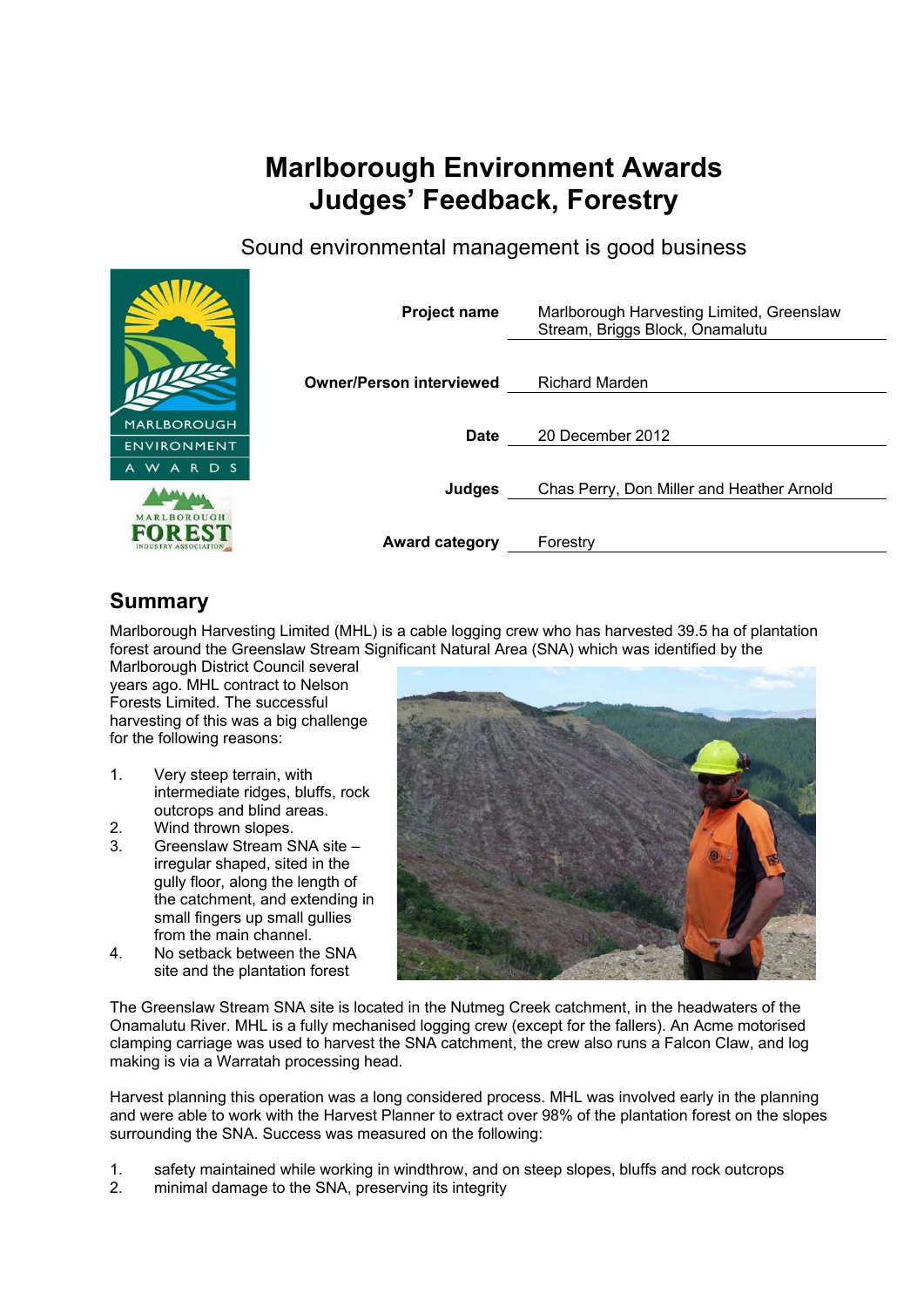# Marlborough Environment Awards
# Judges' Feedback, Forestry

Sound environmental management is good business

| | |
|---|---|
| **Project name** | Marlborough Harvesting Limited, Greenslaw Stream, Briggs Block, Onamalutu |
| **Owner/Person interviewed** | Richard Marden |
| **Date** | 20 December 2012 |
| **Judges** | Chas Perry, Don Miller and Heather Arnold |
| **Award category** | Forestry |

## Summary

Marlborough Harvesting Limited (MHL) is a cable logging crew who has harvested 39.5 ha of plantation forest around the Greenslaw Stream Significant Natural Area (SNA) which was identified by the Marlborough District Council several years ago. MHL contract to Nelson Forests Limited. The successful harvesting of this was a big challenge for the following reasons:

1. Very steep terrain, with intermediate ridges, bluffs, rock outcrops and blind areas.
2. Wind thrown slopes.
3. Greenslaw Stream SNA site – irregular shaped, sited in the gully floor, along the length of the catchment, and extending in small fingers up small gullies from the main channel.
4. No setback between the SNA site and the plantation forest

The Greenslaw Stream SNA site is located in the Nutmeg Creek catchment, in the headwaters of the Onamalutu River. MHL is a fully mechanised logging crew (except for the fallers). An Acme motorised clamping carriage was used to harvest the SNA catchment, the crew also runs a Falcon Claw, and log making is via a Warratah processing head.

Harvest planning this operation was a long considered process. MHL was involved early in the planning and were able to work with the Harvest Planner to extract over 98% of the plantation forest on the slopes surrounding the SNA. Success was measured on the following:

1. safety maintained while working in windthrow, and on steep slopes, bluffs and rock outcrops
2. minimal damage to the SNA, preserving its integrity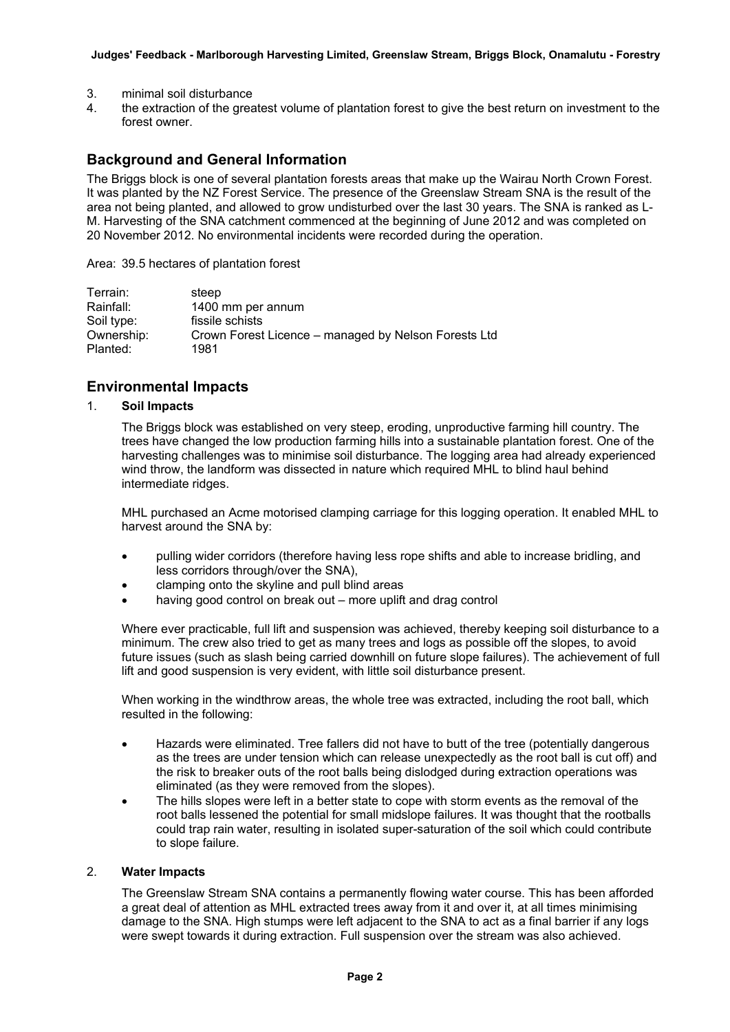3. minimal soil disturbance
4. the extraction of the greatest volume of plantation forest to give the best return on investment to the forest owner.

## Background and General Information

The Briggs block is one of several plantation forests areas that make up the Wairau North Crown Forest. It was planted by the NZ Forest Service. The presence of the Greenslaw Stream SNA is the result of the area not being planted, and allowed to grow undisturbed over the last 30 years. The SNA is ranked as L-M. Harvesting of the SNA catchment commenced at the beginning of June 2012 and was completed on 20 November 2012. No environmental incidents were recorded during the operation.

Area: 39.5 hectares of plantation forest

| | |
|---|---|
| Terrain: | steep |
| Rainfall: | 1400 mm per annum |
| Soil type: | fissile schists |
| Ownership: | Crown Forest Licence – managed by Nelson Forests Ltd |
| Planted: | 1981 |

## Environmental Impacts

1. **Soil Impacts**

   The Briggs block was established on very steep, eroding, unproductive farming hill country. The trees have changed the low production farming hills into a sustainable plantation forest. One of the harvesting challenges was to minimise soil disturbance. The logging area had already experienced wind throw, the landform was dissected in nature which required MHL to blind haul behind intermediate ridges.

   MHL purchased an Acme motorised clamping carriage for this logging operation. It enabled MHL to harvest around the SNA by:

   - pulling wider corridors (therefore having less rope shifts and able to increase bridling, and less corridors through/over the SNA),
   - clamping onto the skyline and pull blind areas
   - having good control on break out – more uplift and drag control

   Where ever practicable, full lift and suspension was achieved, thereby keeping soil disturbance to a minimum. The crew also tried to get as many trees and logs as possible off the slopes, to avoid future issues (such as slash being carried downhill on future slope failures). The achievement of full lift and good suspension is very evident, with little soil disturbance present.

   When working in the windthrow areas, the whole tree was extracted, including the root ball, which resulted in the following:

   - Hazards were eliminated. Tree fallers did not have to butt of the tree (potentially dangerous as the trees are under tension which can release unexpectedly as the root ball is cut off) and the risk to breaker outs of the root balls being dislodged during extraction operations was eliminated (as they were removed from the slopes).
   - The hills slopes were left in a better state to cope with storm events as the removal of the root balls lessened the potential for small midslope failures. It was thought that the rootballs could trap rain water, resulting in isolated super-saturation of the soil which could contribute to slope failure.

2. **Water Impacts**

   The Greenslaw Stream SNA contains a permanently flowing water course. This has been afforded a great deal of attention as MHL extracted trees away from it and over it, at all times minimising damage to the SNA. High stumps were left adjacent to the SNA to act as a final barrier if any logs were swept towards it during extraction. Full suspension over the stream was also achieved.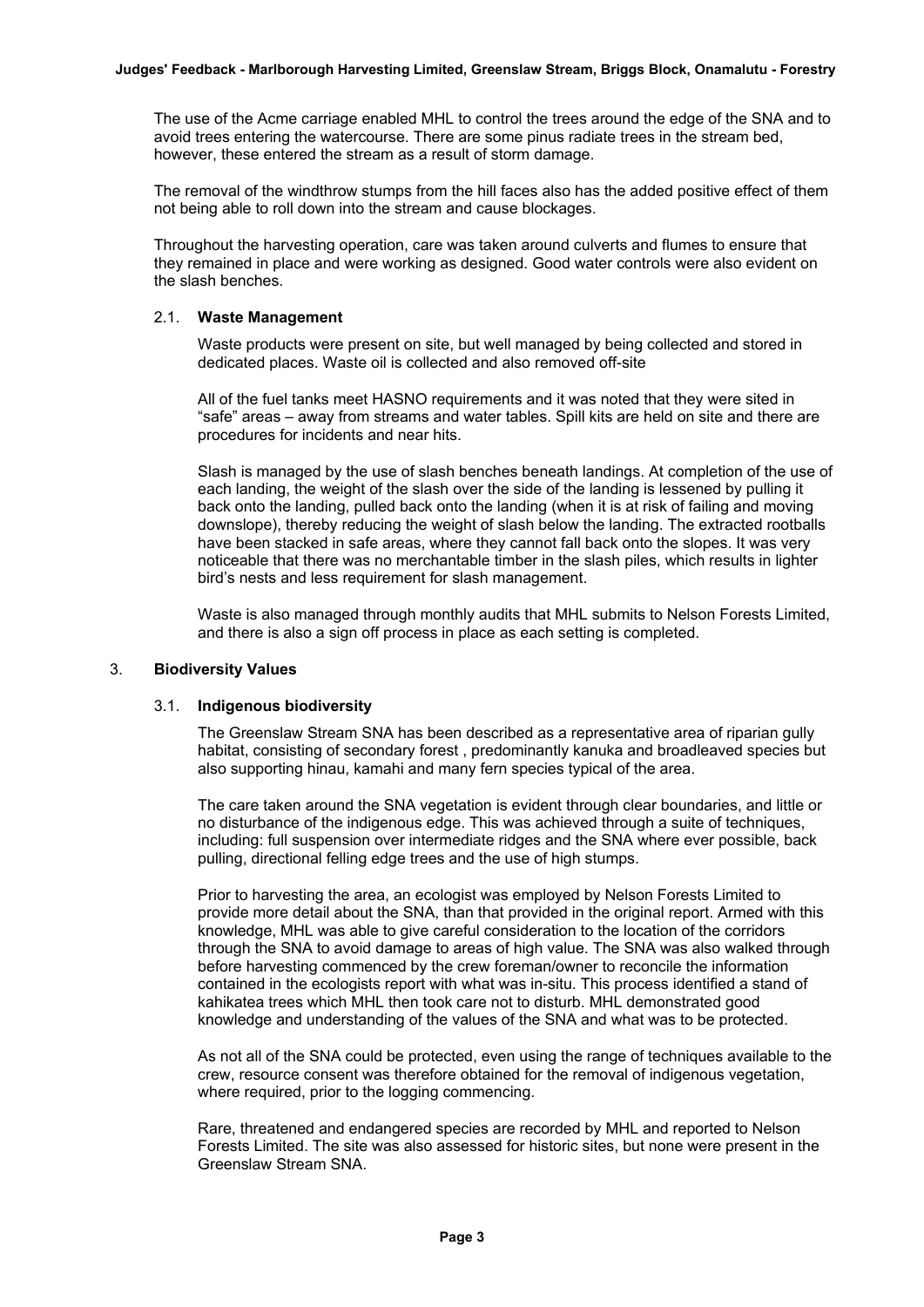The use of the Acme carriage enabled MHL to control the trees around the edge of the SNA and to avoid trees entering the watercourse. There are some pinus radiate trees in the stream bed, however, these entered the stream as a result of storm damage.

The removal of the windthrow stumps from the hill faces also has the added positive effect of them not being able to roll down into the stream and cause blockages.

Throughout the harvesting operation, care was taken around culverts and flumes to ensure that they remained in place and were working as designed. Good water controls were also evident on the slash benches.

### 2.1. Waste Management

Waste products were present on site, but well managed by being collected and stored in dedicated places. Waste oil is collected and also removed off-site

All of the fuel tanks meet HASNO requirements and it was noted that they were sited in "safe" areas – away from streams and water tables. Spill kits are held on site and there are procedures for incidents and near hits.

Slash is managed by the use of slash benches beneath landings. At completion of the use of each landing, the weight of the slash over the side of the landing is lessened by pulling it back onto the landing, pulled back onto the landing (when it is at risk of failing and moving downslope), thereby reducing the weight of slash below the landing. The extracted rootballs have been stacked in safe areas, where they cannot fall back onto the slopes. It was very noticeable that there was no merchantable timber in the slash piles, which results in lighter bird's nests and less requirement for slash management.

Waste is also managed through monthly audits that MHL submits to Nelson Forests Limited, and there is also a sign off process in place as each setting is completed.

## 3. Biodiversity Values

### 3.1. Indigenous biodiversity

The Greenslaw Stream SNA has been described as a representative area of riparian gully habitat, consisting of secondary forest , predominantly kanuka and broadleaved species but also supporting hinau, kamahi and many fern species typical of the area.

The care taken around the SNA vegetation is evident through clear boundaries, and little or no disturbance of the indigenous edge. This was achieved through a suite of techniques, including: full suspension over intermediate ridges and the SNA where ever possible, back pulling, directional felling edge trees and the use of high stumps.

Prior to harvesting the area, an ecologist was employed by Nelson Forests Limited to provide more detail about the SNA, than that provided in the original report. Armed with this knowledge, MHL was able to give careful consideration to the location of the corridors through the SNA to avoid damage to areas of high value. The SNA was also walked through before harvesting commenced by the crew foreman/owner to reconcile the information contained in the ecologists report with what was in-situ. This process identified a stand of kahikatea trees which MHL then took care not to disturb. MHL demonstrated good knowledge and understanding of the values of the SNA and what was to be protected.

As not all of the SNA could be protected, even using the range of techniques available to the crew, resource consent was therefore obtained for the removal of indigenous vegetation, where required, prior to the logging commencing.

Rare, threatened and endangered species are recorded by MHL and reported to Nelson Forests Limited. The site was also assessed for historic sites, but none were present in the Greenslaw Stream SNA.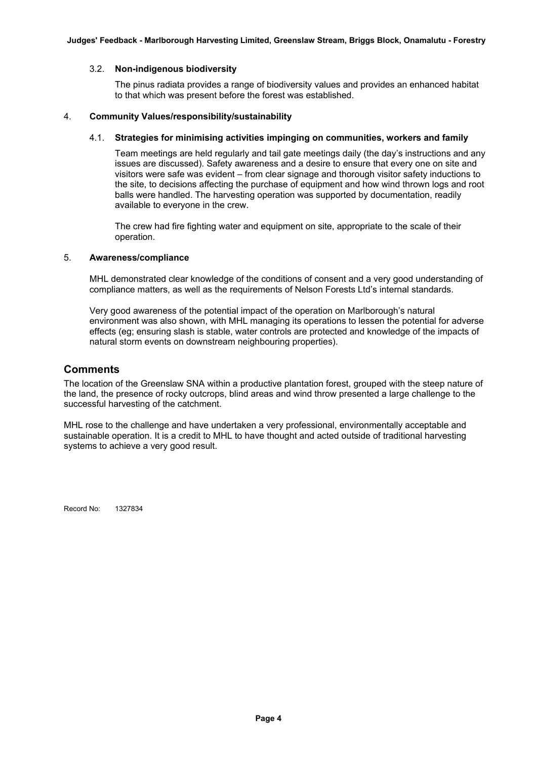### 3.2. **Non-indigenous biodiversity**

The pinus radiata provides a range of biodiversity values and provides an enhanced habitat to that which was present before the forest was established.

## 4. **Community Values/responsibility/sustainability**

### 4.1. **Strategies for minimising activities impinging on communities, workers and family**

Team meetings are held regularly and tail gate meetings daily (the day's instructions and any issues are discussed). Safety awareness and a desire to ensure that every one on site and visitors were safe was evident – from clear signage and thorough visitor safety inductions to the site, to decisions affecting the purchase of equipment and how wind thrown logs and root balls were handled. The harvesting operation was supported by documentation, readily available to everyone in the crew.

The crew had fire fighting water and equipment on site, appropriate to the scale of their operation.

## 5. **Awareness/compliance**

MHL demonstrated clear knowledge of the conditions of consent and a very good understanding of compliance matters, as well as the requirements of Nelson Forests Ltd's internal standards.

Very good awareness of the potential impact of the operation on Marlborough's natural environment was also shown, with MHL managing its operations to lessen the potential for adverse effects (eg; ensuring slash is stable, water controls are protected and knowledge of the impacts of natural storm events on downstream neighbouring properties).

## Comments

The location of the Greenslaw SNA within a productive plantation forest, grouped with the steep nature of the land, the presence of rocky outcrops, blind areas and wind throw presented a large challenge to the successful harvesting of the catchment.

MHL rose to the challenge and have undertaken a very professional, environmentally acceptable and sustainable operation. It is a credit to MHL to have thought and acted outside of traditional harvesting systems to achieve a very good result.

Record No: 1327834